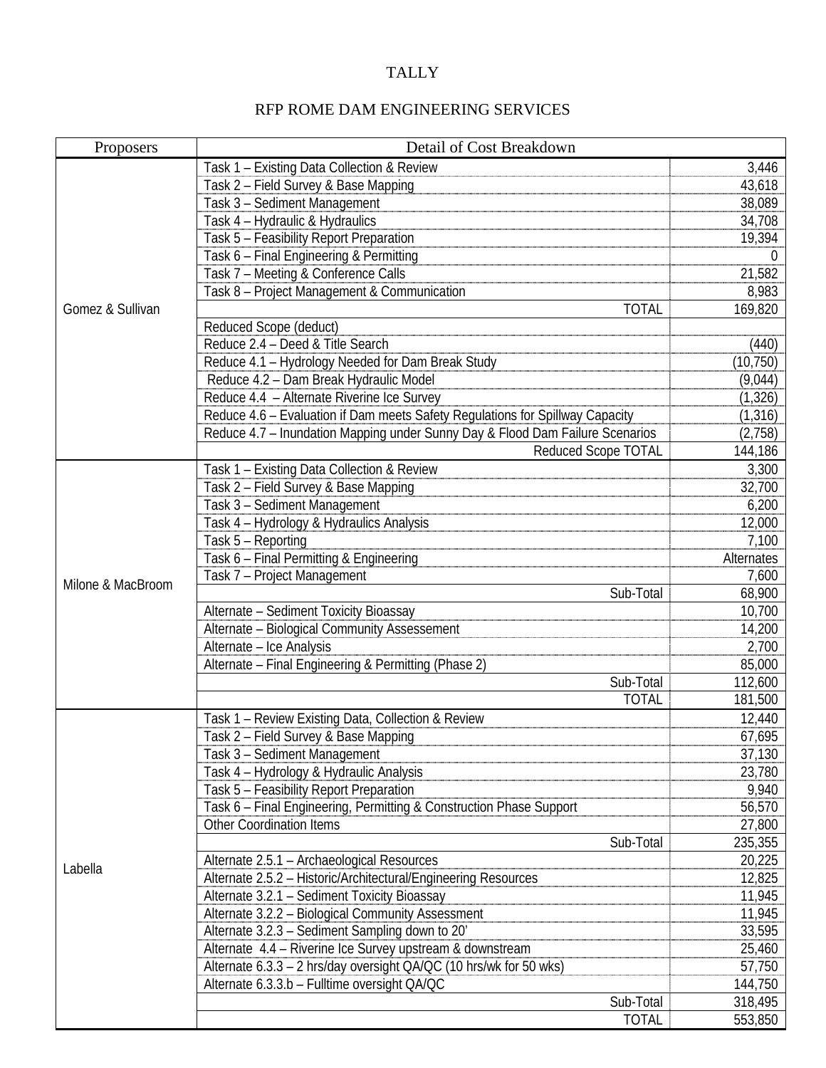TALLY

RFP ROME DAM ENGINEERING SERVICES

| Proposers | Detail of Cost Breakdown | |
|---|---|---|
| Gomez & Sullivan | Task 1 – Existing Data Collection & Review | 3,446 |
| | Task 2 – Field Survey & Base Mapping | 43,618 |
| | Task 3 – Sediment Management | 38,089 |
| | Task 4 – Hydraulic & Hydraulics | 34,708 |
| | Task 5 – Feasibility Report Preparation | 19,394 |
| | Task 6 – Final Engineering & Permitting | 0 |
| | Task 7 – Meeting & Conference Calls | 21,582 |
| | Task 8 – Project Management & Communication | 8,983 |
| | TOTAL | 169,820 |
| | Reduced Scope (deduct) | |
| | Reduce 2.4 – Deed & Title Search | (440) |
| | Reduce 4.1 – Hydrology Needed for Dam Break Study | (10,750) |
| | Reduce 4.2 – Dam Break Hydraulic Model | (9,044) |
| | Reduce 4.4 – Alternate Riverine Ice Survey | (1,326) |
| | Reduce 4.6 – Evaluation if Dam meets Safety Regulations for Spillway Capacity | (1,316) |
| | Reduce 4.7 – Inundation Mapping under Sunny Day & Flood Dam Failure Scenarios | (2,758) |
| | Reduced Scope TOTAL | 144,186 |
| Milone & MacBroom | Task 1 – Existing Data Collection & Review | 3,300 |
| | Task 2 – Field Survey & Base Mapping | 32,700 |
| | Task 3 – Sediment Management | 6,200 |
| | Task 4 – Hydrology & Hydraulics Analysis | 12,000 |
| | Task 5 – Reporting | 7,100 |
| | Task 6 – Final Permitting & Engineering | Alternates |
| | Task 7 – Project Management | 7,600 |
| | Sub-Total | 68,900 |
| | Alternate – Sediment Toxicity Bioassay | 10,700 |
| | Alternate – Biological Community Assessement | 14,200 |
| | Alternate – Ice Analysis | 2,700 |
| | Alternate – Final Engineering & Permitting (Phase 2) | 85,000 |
| | Sub-Total | 112,600 |
| | TOTAL | 181,500 |
| Labella | Task 1 – Review Existing Data, Collection & Review | 12,440 |
| | Task 2 – Field Survey & Base Mapping | 67,695 |
| | Task 3 – Sediment Management | 37,130 |
| | Task 4 – Hydrology & Hydraulic Analysis | 23,780 |
| | Task 5 – Feasibility Report Preparation | 9,940 |
| | Task 6 – Final Engineering, Permitting & Construction Phase Support | 56,570 |
| | Other Coordination Items | 27,800 |
| | Sub-Total | 235,355 |
| | Alternate 2.5.1 – Archaeological Resources | 20,225 |
| | Alternate 2.5.2 – Historic/Architectural/Engineering Resources | 12,825 |
| | Alternate 3.2.1 – Sediment Toxicity Bioassay | 11,945 |
| | Alternate 3.2.2 – Biological Community Assessment | 11,945 |
| | Alternate 3.2.3 – Sediment Sampling down to 20' | 33,595 |
| | Alternate 4.4 – Riverine Ice Survey upstream & downstream | 25,460 |
| | Alternate 6.3.3 – 2 hrs/day oversight QA/QC (10 hrs/wk for 50 wks) | 57,750 |
| | Alternate 6.3.3.b – Fulltime oversight QA/QC | 144,750 |
| | Sub-Total | 318,495 |
| | TOTAL | 553,850 |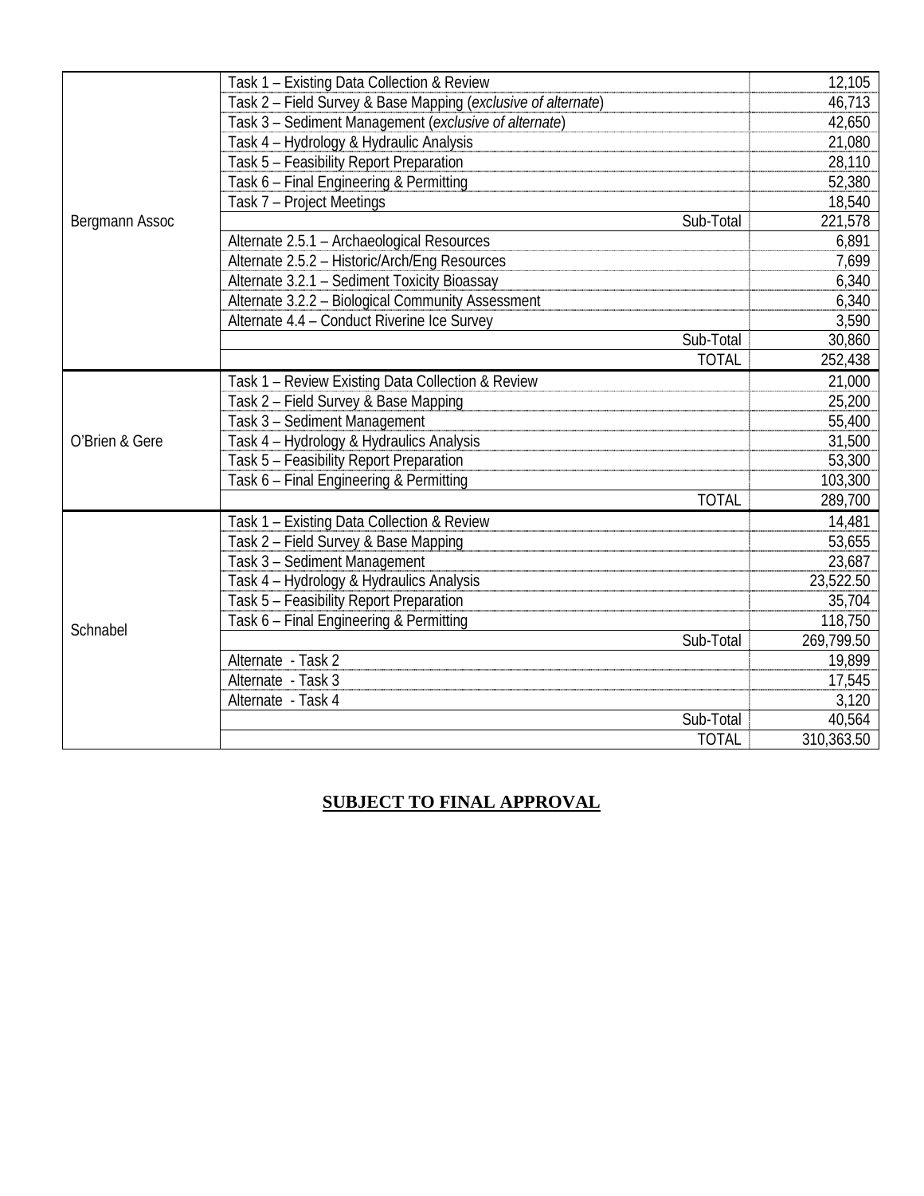| | | |
|---|---|---|
| Bergmann Assoc | Task 1 – Existing Data Collection & Review | 12,105 |
| | Task 2 – Field Survey & Base Mapping (*exclusive of alternate*) | 46,713 |
| | Task 3 – Sediment Management (*exclusive of alternate*) | 42,650 |
| | Task 4 – Hydrology & Hydraulic Analysis | 21,080 |
| | Task 5 – Feasibility Report Preparation | 28,110 |
| | Task 6 – Final Engineering & Permitting | 52,380 |
| | Task 7 – Project Meetings | 18,540 |
| | Sub-Total | 221,578 |
| | Alternate 2.5.1 – Archaeological Resources | 6,891 |
| | Alternate 2.5.2 – Historic/Arch/Eng Resources | 7,699 |
| | Alternate 3.2.1 – Sediment Toxicity Bioassay | 6,340 |
| | Alternate 3.2.2 – Biological Community Assessment | 6,340 |
| | Alternate 4.4 – Conduct Riverine Ice Survey | 3,590 |
| | Sub-Total | 30,860 |
| | TOTAL | 252,438 |
| O'Brien & Gere | Task 1 – Review Existing Data Collection & Review | 21,000 |
| | Task 2 – Field Survey & Base Mapping | 25,200 |
| | Task 3 – Sediment Management | 55,400 |
| | Task 4 – Hydrology & Hydraulics Analysis | 31,500 |
| | Task 5 – Feasibility Report Preparation | 53,300 |
| | Task 6 – Final Engineering & Permitting | 103,300 |
| | TOTAL | 289,700 |
| Schnabel | Task 1 – Existing Data Collection & Review | 14,481 |
| | Task 2 – Field Survey & Base Mapping | 53,655 |
| | Task 3 – Sediment Management | 23,687 |
| | Task 4 – Hydrology & Hydraulics Analysis | 23,522.50 |
| | Task 5 – Feasibility Report Preparation | 35,704 |
| | Task 6 – Final Engineering & Permitting | 118,750 |
| | Sub-Total | 269,799.50 |
| | Alternate - Task 2 | 19,899 |
| | Alternate - Task 3 | 17,545 |
| | Alternate - Task 4 | 3,120 |
| | Sub-Total | 40,564 |
| | TOTAL | 310,363.50 |

**SUBJECT TO FINAL APPROVAL**